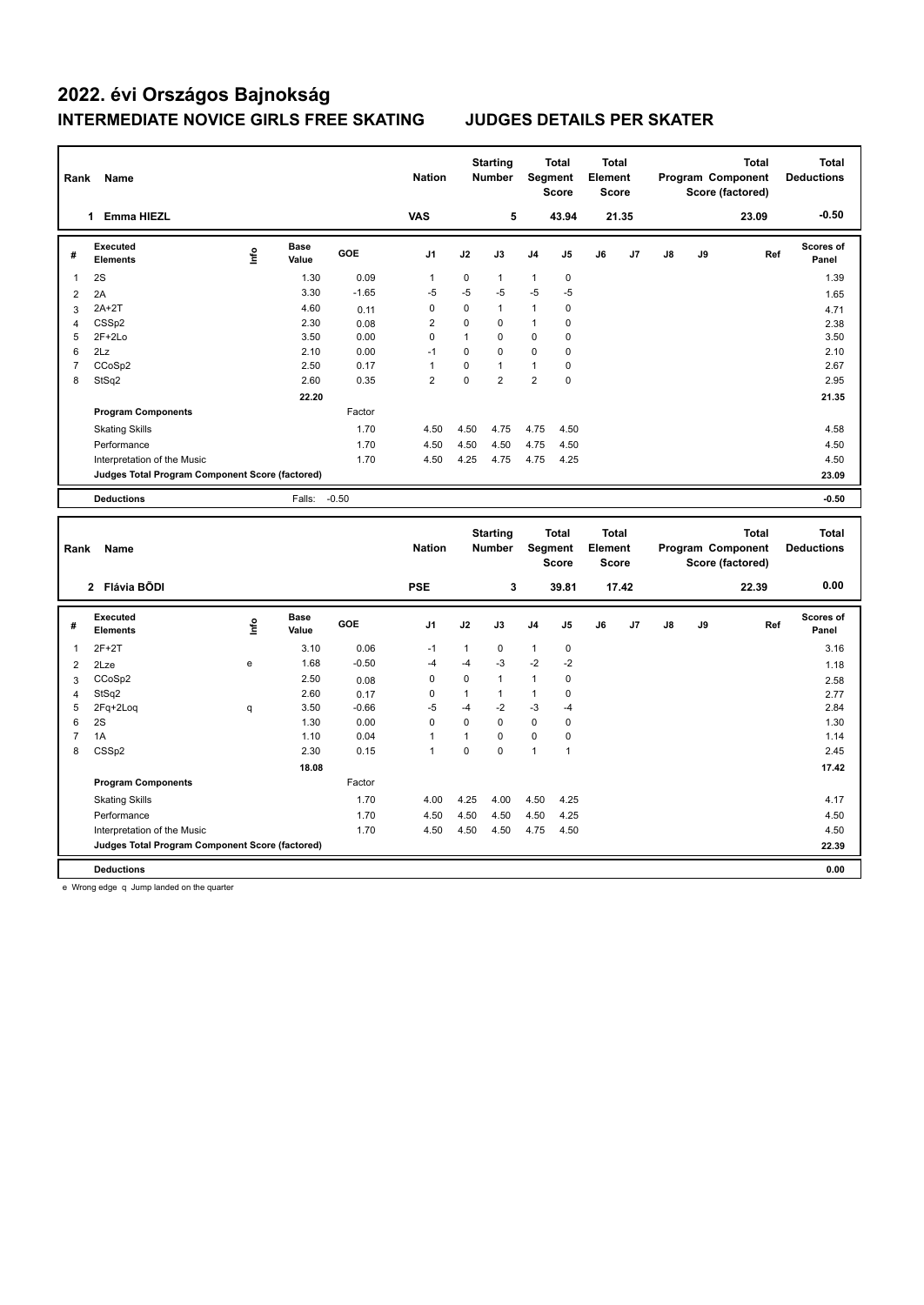# 2022. évi Országos Bajnokság

## INTERMEDIATE NOVICE GIRLS FREE SKATING JUDGES DETAILS PER SKATER

| Rank | Name | Nation | Starting Number | Total Segment Score | Total Element Score | Total Program Component Score (factored) | Total Deductions |
|---|---|---|---|---|---|---|---|
| 1 | Emma HIEZL | VAS | 5 | 43.94 | 21.35 | 23.09 | -0.50 |

| # | Executed Elements | Info | Base Value | GOE | J1 | J2 | J3 | J4 | J5 | J6 | J7 | J8 | J9 | Ref | Scores of Panel |
|---|---|---|---|---|---|---|---|---|---|---|---|---|---|---|---|
| 1 | 2S | | 1.30 | 0.09 | 1 | 0 | 1 | 1 | 0 | | | | | | 1.39 |
| 2 | 2A | | 3.30 | -1.65 | -5 | -5 | -5 | -5 | -5 | | | | | | 1.65 |
| 3 | 2A+2T | | 4.60 | 0.11 | 0 | 0 | 1 | 1 | 0 | | | | | | 4.71 |
| 4 | CSSp2 | | 2.30 | 0.08 | 2 | 0 | 0 | 1 | 0 | | | | | | 2.38 |
| 5 | 2F+2Lo | | 3.50 | 0.00 | 0 | 1 | 0 | 0 | 0 | | | | | | 3.50 |
| 6 | 2Lz | | 2.10 | 0.00 | -1 | 0 | 0 | 0 | 0 | | | | | | 2.10 |
| 7 | CCoSp2 | | 2.50 | 0.17 | 1 | 0 | 1 | 1 | 0 | | | | | | 2.67 |
| 8 | StSq2 | | 2.60 | 0.35 | 2 | 0 | 2 | 2 | 0 | | | | | | 2.95 |
| | | | 22.20 | | | | | | | | | | | | 21.35 |
| | **Program Components** | | | Factor | | | | | | | | | | | |
| | Skating Skills | | | 1.70 | 4.50 | 4.50 | 4.75 | 4.75 | 4.50 | | | | | | 4.58 |
| | Performance | | | 1.70 | 4.50 | 4.50 | 4.50 | 4.75 | 4.50 | | | | | | 4.50 |
| | Interpretation of the Music | | | 1.70 | 4.50 | 4.25 | 4.75 | 4.75 | 4.25 | | | | | | 4.50 |
| | **Judges Total Program Component Score (factored)** | | | | | | | | | | | | | | 23.09 |
| | **Deductions** | | Falls: | -0.50 | | | | | | | | | | | -0.50 |

| Rank | Name | Nation | Starting Number | Total Segment Score | Total Element Score | Total Program Component Score (factored) | Total Deductions |
|---|---|---|---|---|---|---|---|
| 2 | Flávia BŐDI | PSE | 3 | 39.81 | 17.42 | 22.39 | 0.00 |

| # | Executed Elements | Info | Base Value | GOE | J1 | J2 | J3 | J4 | J5 | J6 | J7 | J8 | J9 | Ref | Scores of Panel |
|---|---|---|---|---|---|---|---|---|---|---|---|---|---|---|---|
| 1 | 2F+2T | | 3.10 | 0.06 | -1 | 1 | 0 | 1 | 0 | | | | | | 3.16 |
| 2 | 2Lze | e | 1.68 | -0.50 | -4 | -4 | -3 | -2 | -2 | | | | | | 1.18 |
| 3 | CCoSp2 | | 2.50 | 0.08 | 0 | 0 | 1 | 1 | 0 | | | | | | 2.58 |
| 4 | StSq2 | | 2.60 | 0.17 | 0 | 1 | 1 | 1 | 0 | | | | | | 2.77 |
| 5 | 2Fq+2Loq | q | 3.50 | -0.66 | -5 | -4 | -2 | -3 | -4 | | | | | | 2.84 |
| 6 | 2S | | 1.30 | 0.00 | 0 | 0 | 0 | 0 | 0 | | | | | | 1.30 |
| 7 | 1A | | 1.10 | 0.04 | 1 | 1 | 0 | 0 | 0 | | | | | | 1.14 |
| 8 | CSSp2 | | 2.30 | 0.15 | 1 | 0 | 0 | 1 | 1 | | | | | | 2.45 |
| | | | 18.08 | | | | | | | | | | | | 17.42 |
| | **Program Components** | | | Factor | | | | | | | | | | | |
| | Skating Skills | | | 1.70 | 4.00 | 4.25 | 4.00 | 4.50 | 4.25 | | | | | | 4.17 |
| | Performance | | | 1.70 | 4.50 | 4.50 | 4.50 | 4.50 | 4.25 | | | | | | 4.50 |
| | Interpretation of the Music | | | 1.70 | 4.50 | 4.50 | 4.50 | 4.75 | 4.50 | | | | | | 4.50 |
| | **Judges Total Program Component Score (factored)** | | | | | | | | | | | | | | 22.39 |
| | **Deductions** | | | | | | | | | | | | | | 0.00 |

e Wrong edge q Jump landed on the quarter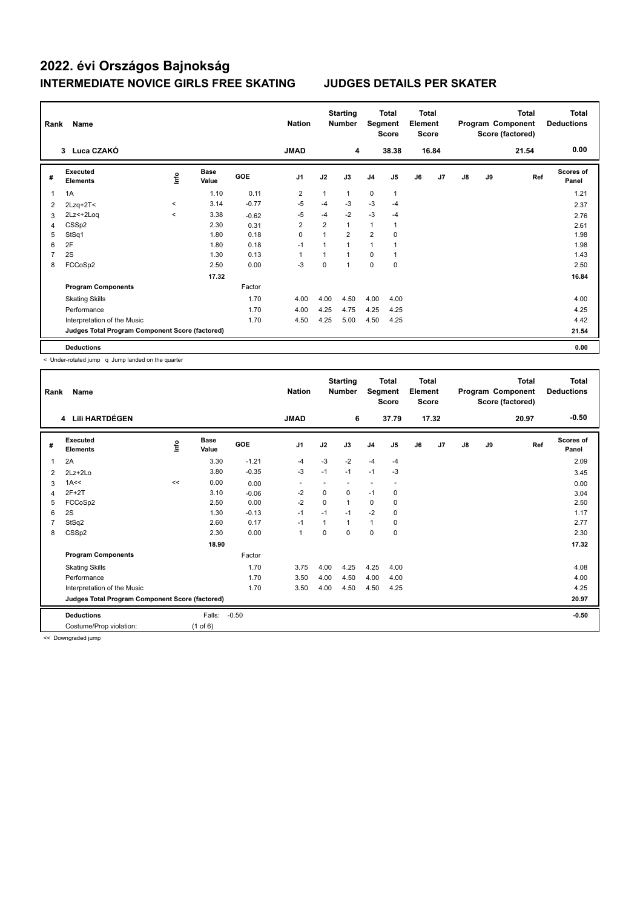# 2022. évi Országos Bajnokság

## INTERMEDIATE NOVICE GIRLS FREE SKATING JUDGES DETAILS PER SKATER

| Rank | Name | Nation | Starting Number | Total Segment Score | Total Element Score | Total Program Component Score (factored) | Total Deductions |
|---|---|---|---|---|---|---|---|
| 3 | Luca CZAKÓ | JMAD | 4 | 38.38 | 16.84 | 21.54 | 0.00 |

| # | Executed Elements | Info | Base Value | GOE | J1 | J2 | J3 | J4 | J5 | J6 | J7 | J8 | J9 | Ref | Scores of Panel |
|---|---|---|---|---|---|---|---|---|---|---|---|---|---|---|---|
| 1 | 1A | | 1.10 | 0.11 | 2 | 1 | 1 | 0 | 1 | | | | | | 1.21 |
| 2 | 2Lzq+2T< | < | 3.14 | -0.77 | -5 | -4 | -3 | -3 | -4 | | | | | | 2.37 |
| 3 | 2Lz<+2Loq | < | 3.38 | -0.62 | -5 | -4 | -2 | -3 | -4 | | | | | | 2.76 |
| 4 | CSSp2 | | 2.30 | 0.31 | 2 | 2 | 1 | 1 | 1 | | | | | | 2.61 |
| 5 | StSq1 | | 1.80 | 0.18 | 0 | 1 | 2 | 2 | 0 | | | | | | 1.98 |
| 6 | 2F | | 1.80 | 0.18 | -1 | 1 | 1 | 1 | 1 | | | | | | 1.98 |
| 7 | 2S | | 1.30 | 0.13 | 1 | 1 | 1 | 0 | 1 | | | | | | 1.43 |
| 8 | FCCoSp2 | | 2.50 | 0.00 | -3 | 0 | 1 | 0 | 0 | | | | | | 2.50 |
| | | | 17.32 | | | | | | | | | | | | 16.84 |
| | **Program Components** | | | Factor | | | | | | | | | | | |
| | Skating Skills | | | 1.70 | 4.00 | 4.00 | 4.50 | 4.00 | 4.00 | | | | | | 4.00 |
| | Performance | | | 1.70 | 4.00 | 4.25 | 4.75 | 4.25 | 4.25 | | | | | | 4.25 |
| | Interpretation of the Music | | | 1.70 | 4.50 | 4.25 | 5.00 | 4.50 | 4.25 | | | | | | 4.42 |
| | **Judges Total Program Component Score (factored)** | | | | | | | | | | | | | | 21.54 |
| | **Deductions** | | | | | | | | | | | | | | 0.00 |

< Under-rotated jump q Jump landed on the quarter

| Rank | Name | Nation | Starting Number | Total Segment Score | Total Element Score | Total Program Component Score (factored) | Total Deductions |
|---|---|---|---|---|---|---|---|
| 4 | Lili HARTDÉGEN | JMAD | 6 | 37.79 | 17.32 | 20.97 | -0.50 |

| # | Executed Elements | Info | Base Value | GOE | J1 | J2 | J3 | J4 | J5 | J6 | J7 | J8 | J9 | Ref | Scores of Panel |
|---|---|---|---|---|---|---|---|---|---|---|---|---|---|---|---|
| 1 | 2A | | 3.30 | -1.21 | -4 | -3 | -2 | -4 | -4 | | | | | | 2.09 |
| 2 | 2Lz+2Lo | | 3.80 | -0.35 | -3 | -1 | -1 | -1 | -3 | | | | | | 3.45 |
| 3 | 1A<< | << | 0.00 | 0.00 | - | - | - | - | - | | | | | | 0.00 |
| 4 | 2F+2T | | 3.10 | -0.06 | -2 | 0 | 0 | -1 | 0 | | | | | | 3.04 |
| 5 | FCCoSp2 | | 2.50 | 0.00 | -2 | 0 | 1 | 0 | 0 | | | | | | 2.50 |
| 6 | 2S | | 1.30 | -0.13 | -1 | -1 | -1 | -2 | 0 | | | | | | 1.17 |
| 7 | StSq2 | | 2.60 | 0.17 | -1 | 1 | 1 | 1 | 0 | | | | | | 2.77 |
| 8 | CSSp2 | | 2.30 | 0.00 | 1 | 0 | 0 | 0 | 0 | | | | | | 2.30 |
| | | | 18.90 | | | | | | | | | | | | 17.32 |
| | **Program Components** | | | Factor | | | | | | | | | | | |
| | Skating Skills | | | 1.70 | 3.75 | 4.00 | 4.25 | 4.25 | 4.00 | | | | | | 4.08 |
| | Performance | | | 1.70 | 3.50 | 4.00 | 4.50 | 4.00 | 4.00 | | | | | | 4.00 |
| | Interpretation of the Music | | | 1.70 | 3.50 | 4.00 | 4.50 | 4.50 | 4.25 | | | | | | 4.25 |
| | **Judges Total Program Component Score (factored)** | | | | | | | | | | | | | | 20.97 |
| | **Deductions** | | Falls: | -0.50 | | | | | | | | | | | -0.50 |
| | Costume/Prop violation: | | (1 of 6) | | | | | | | | | | | | |

<< Downgraded jump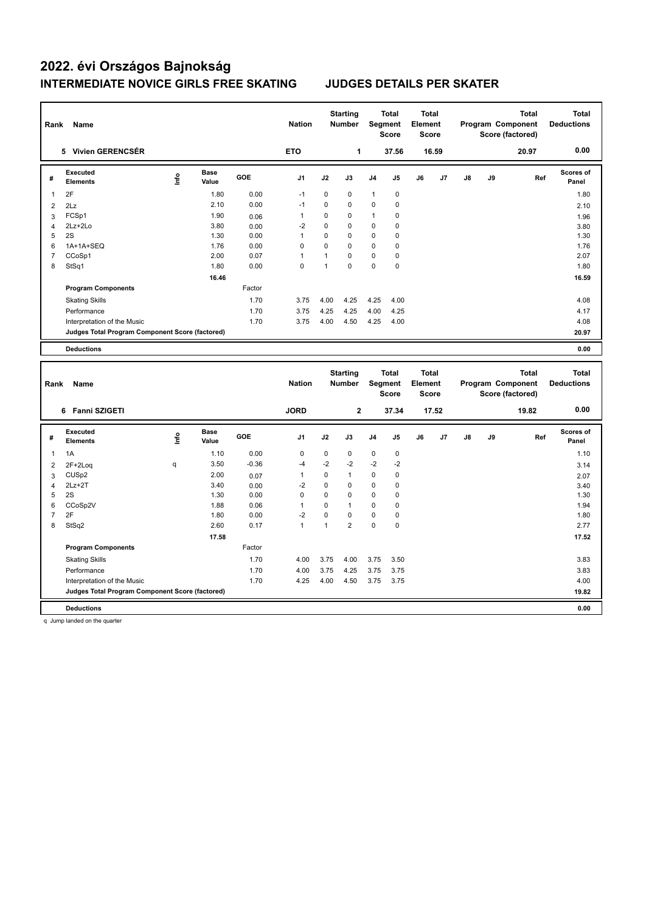# 2022. évi Országos Bajnokság

## INTERMEDIATE NOVICE GIRLS FREE SKATING — JUDGES DETAILS PER SKATER

| Rank | Name | Nation | Starting Number | Total Segment Score | Total Element Score | Total Program Component Score (factored) | Total Deductions |
|---|---|---|---|---|---|---|---|
| 5 | Vivien GERENCSÉR | ETO | 1 | 37.56 | 16.59 | 20.97 | 0.00 |

| # | Executed Elements | Info | Base Value | GOE | J1 | J2 | J3 | J4 | J5 | J6 | J7 | J8 | J9 | Ref | Scores of Panel |
|---|---|---|---|---|---|---|---|---|---|---|---|---|---|---|---|
| 1 | 2F | | 1.80 | 0.00 | -1 | 0 | 0 | 1 | 0 | | | | | | 1.80 |
| 2 | 2Lz | | 2.10 | 0.00 | -1 | 0 | 0 | 0 | 0 | | | | | | 2.10 |
| 3 | FCSp1 | | 1.90 | 0.06 | 1 | 0 | 0 | 1 | 0 | | | | | | 1.96 |
| 4 | 2Lz+2Lo | | 3.80 | 0.00 | -2 | 0 | 0 | 0 | 0 | | | | | | 3.80 |
| 5 | 2S | | 1.30 | 0.00 | 1 | 0 | 0 | 0 | 0 | | | | | | 1.30 |
| 6 | 1A+1A+SEQ | | 1.76 | 0.00 | 0 | 0 | 0 | 0 | 0 | | | | | | 1.76 |
| 7 | CCoSp1 | | 2.00 | 0.07 | 1 | 1 | 0 | 0 | 0 | | | | | | 2.07 |
| 8 | StSq1 | | 1.80 | 0.00 | 0 | 1 | 0 | 0 | 0 | | | | | | 1.80 |
| | | | 16.46 | | | | | | | | | | | | 16.59 |
| | **Program Components** | | | Factor | | | | | | | | | | | |
| | Skating Skills | | | 1.70 | 3.75 | 4.00 | 4.25 | 4.25 | 4.00 | | | | | | 4.08 |
| | Performance | | | 1.70 | 3.75 | 4.25 | 4.25 | 4.00 | 4.25 | | | | | | 4.17 |
| | Interpretation of the Music | | | 1.70 | 3.75 | 4.00 | 4.50 | 4.25 | 4.00 | | | | | | 4.08 |
| | **Judges Total Program Component Score (factored)** | | | | | | | | | | | | | | 20.97 |
| | **Deductions** | | | | | | | | | | | | | | 0.00 |

| Rank | Name | Nation | Starting Number | Total Segment Score | Total Element Score | Total Program Component Score (factored) | Total Deductions |
|---|---|---|---|---|---|---|---|
| 6 | Fanni SZIGETI | JORD | 2 | 37.34 | 17.52 | 19.82 | 0.00 |

| # | Executed Elements | Info | Base Value | GOE | J1 | J2 | J3 | J4 | J5 | J6 | J7 | J8 | J9 | Ref | Scores of Panel |
|---|---|---|---|---|---|---|---|---|---|---|---|---|---|---|---|
| 1 | 1A | | 1.10 | 0.00 | 0 | 0 | 0 | 0 | 0 | | | | | | 1.10 |
| 2 | 2F+2Loq | q | 3.50 | -0.36 | -4 | -2 | -2 | -2 | -2 | | | | | | 3.14 |
| 3 | CUSp2 | | 2.00 | 0.07 | 1 | 0 | 1 | 0 | 0 | | | | | | 2.07 |
| 4 | 2Lz+2T | | 3.40 | 0.00 | -2 | 0 | 0 | 0 | 0 | | | | | | 3.40 |
| 5 | 2S | | 1.30 | 0.00 | 0 | 0 | 0 | 0 | 0 | | | | | | 1.30 |
| 6 | CCoSp2V | | 1.88 | 0.06 | 1 | 0 | 1 | 0 | 0 | | | | | | 1.94 |
| 7 | 2F | | 1.80 | 0.00 | -2 | 0 | 0 | 0 | 0 | | | | | | 1.80 |
| 8 | StSq2 | | 2.60 | 0.17 | 1 | 1 | 2 | 0 | 0 | | | | | | 2.77 |
| | | | 17.58 | | | | | | | | | | | | 17.52 |
| | **Program Components** | | | Factor | | | | | | | | | | | |
| | Skating Skills | | | 1.70 | 4.00 | 3.75 | 4.00 | 3.75 | 3.50 | | | | | | 3.83 |
| | Performance | | | 1.70 | 4.00 | 3.75 | 4.25 | 3.75 | 3.75 | | | | | | 3.83 |
| | Interpretation of the Music | | | 1.70 | 4.25 | 4.00 | 4.50 | 3.75 | 3.75 | | | | | | 4.00 |
| | **Judges Total Program Component Score (factored)** | | | | | | | | | | | | | | 19.82 |
| | **Deductions** | | | | | | | | | | | | | | 0.00 |

q Jump landed on the quarter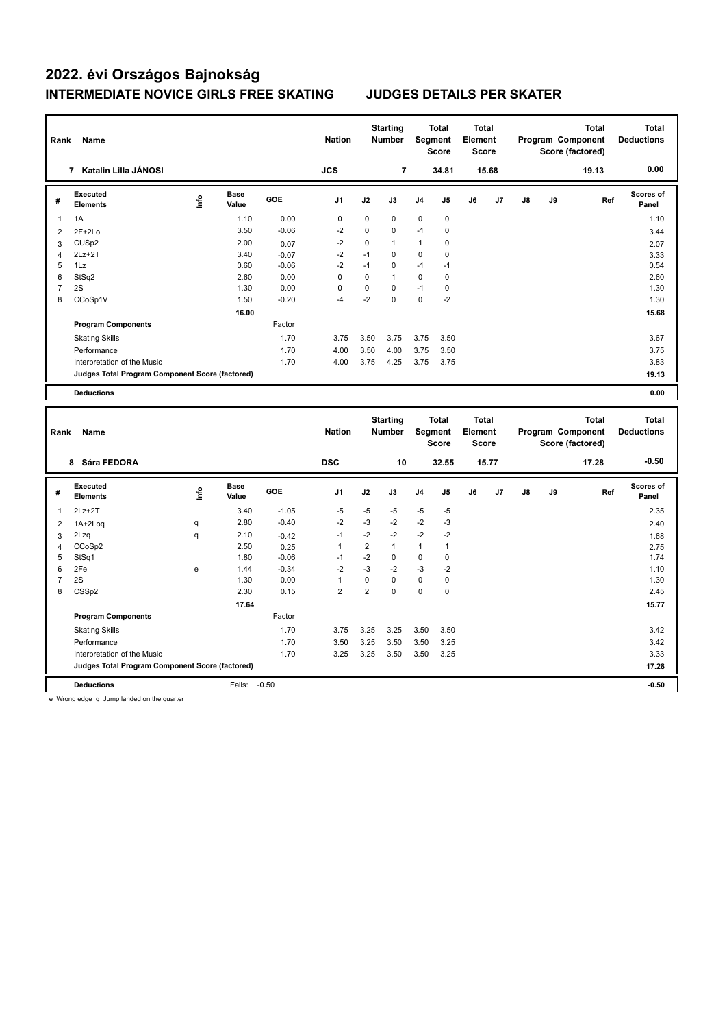# 2022. évi Országos Bajnokság

## INTERMEDIATE NOVICE GIRLS FREE SKATING JUDGES DETAILS PER SKATER

| Rank | Name | Nation | Starting Number | Total Segment Score | Total Element Score | Total Program Component Score (factored) | Total Deductions |
|---|---|---|---|---|---|---|---|
| 7 | Katalin Lilla JÁNOSI | JCS | 7 | 34.81 | 15.68 | 19.13 | 0.00 |

| # | Executed Elements | Info | Base Value | GOE | J1 | J2 | J3 | J4 | J5 | J6 | J7 | J8 | J9 | Ref | Scores of Panel |
|---|---|---|---|---|---|---|---|---|---|---|---|---|---|---|---|
| 1 | 1A | | 1.10 | 0.00 | 0 | 0 | 0 | 0 | 0 | | | | | | 1.10 |
| 2 | 2F+2Lo | | 3.50 | -0.06 | -2 | 0 | 0 | -1 | 0 | | | | | | 3.44 |
| 3 | CUSp2 | | 2.00 | 0.07 | -2 | 0 | 1 | 1 | 0 | | | | | | 2.07 |
| 4 | 2Lz+2T | | 3.40 | -0.07 | -2 | -1 | 0 | 0 | 0 | | | | | | 3.33 |
| 5 | 1Lz | | 0.60 | -0.06 | -2 | -1 | 0 | -1 | -1 | | | | | | 0.54 |
| 6 | StSq2 | | 2.60 | 0.00 | 0 | 0 | 1 | 0 | 0 | | | | | | 2.60 |
| 7 | 2S | | 1.30 | 0.00 | 0 | 0 | 0 | -1 | 0 | | | | | | 1.30 |
| 8 | CCoSp1V | | 1.50 | -0.20 | -4 | -2 | 0 | 0 | -2 | | | | | | 1.30 |
| | | | 16.00 | | | | | | | | | | | | 15.68 |
| | **Program Components** | | | Factor | | | | | | | | | | | |
| | Skating Skills | | | 1.70 | 3.75 | 3.50 | 3.75 | 3.75 | 3.50 | | | | | | 3.67 |
| | Performance | | | 1.70 | 4.00 | 3.50 | 4.00 | 3.75 | 3.50 | | | | | | 3.75 |
| | Interpretation of the Music | | | 1.70 | 4.00 | 3.75 | 4.25 | 3.75 | 3.75 | | | | | | 3.83 |
| | **Judges Total Program Component Score (factored)** | | | | | | | | | | | | | | 19.13 |
| | **Deductions** | | | | | | | | | | | | | | 0.00 |

| Rank | Name | Nation | Starting Number | Total Segment Score | Total Element Score | Total Program Component Score (factored) | Total Deductions |
|---|---|---|---|---|---|---|---|
| 8 | Sára FEDORA | DSC | 10 | 32.55 | 15.77 | 17.28 | -0.50 |

| # | Executed Elements | Info | Base Value | GOE | J1 | J2 | J3 | J4 | J5 | J6 | J7 | J8 | J9 | Ref | Scores of Panel |
|---|---|---|---|---|---|---|---|---|---|---|---|---|---|---|---|
| 1 | 2Lz+2T | | 3.40 | -1.05 | -5 | -5 | -5 | -5 | -5 | | | | | | 2.35 |
| 2 | 1A+2Loq | q | 2.80 | -0.40 | -2 | -3 | -2 | -2 | -3 | | | | | | 2.40 |
| 3 | 2Lzq | q | 2.10 | -0.42 | -1 | -2 | -2 | -2 | -2 | | | | | | 1.68 |
| 4 | CCoSp2 | | 2.50 | 0.25 | 1 | 2 | 1 | 1 | 1 | | | | | | 2.75 |
| 5 | StSq1 | | 1.80 | -0.06 | -1 | -2 | 0 | 0 | 0 | | | | | | 1.74 |
| 6 | 2Fe | e | 1.44 | -0.34 | -2 | -3 | -2 | -3 | -2 | | | | | | 1.10 |
| 7 | 2S | | 1.30 | 0.00 | 1 | 0 | 0 | 0 | 0 | | | | | | 1.30 |
| 8 | CSSp2 | | 2.30 | 0.15 | 2 | 2 | 0 | 0 | 0 | | | | | | 2.45 |
| | | | 17.64 | | | | | | | | | | | | 15.77 |
| | **Program Components** | | | Factor | | | | | | | | | | | |
| | Skating Skills | | | 1.70 | 3.75 | 3.25 | 3.25 | 3.50 | 3.50 | | | | | | 3.42 |
| | Performance | | | 1.70 | 3.50 | 3.25 | 3.50 | 3.50 | 3.25 | | | | | | 3.42 |
| | Interpretation of the Music | | | 1.70 | 3.25 | 3.25 | 3.50 | 3.50 | 3.25 | | | | | | 3.33 |
| | **Judges Total Program Component Score (factored)** | | | | | | | | | | | | | | 17.28 |
| | **Deductions** | | Falls: | -0.50 | | | | | | | | | | | -0.50 |

e Wrong edge q Jump landed on the quarter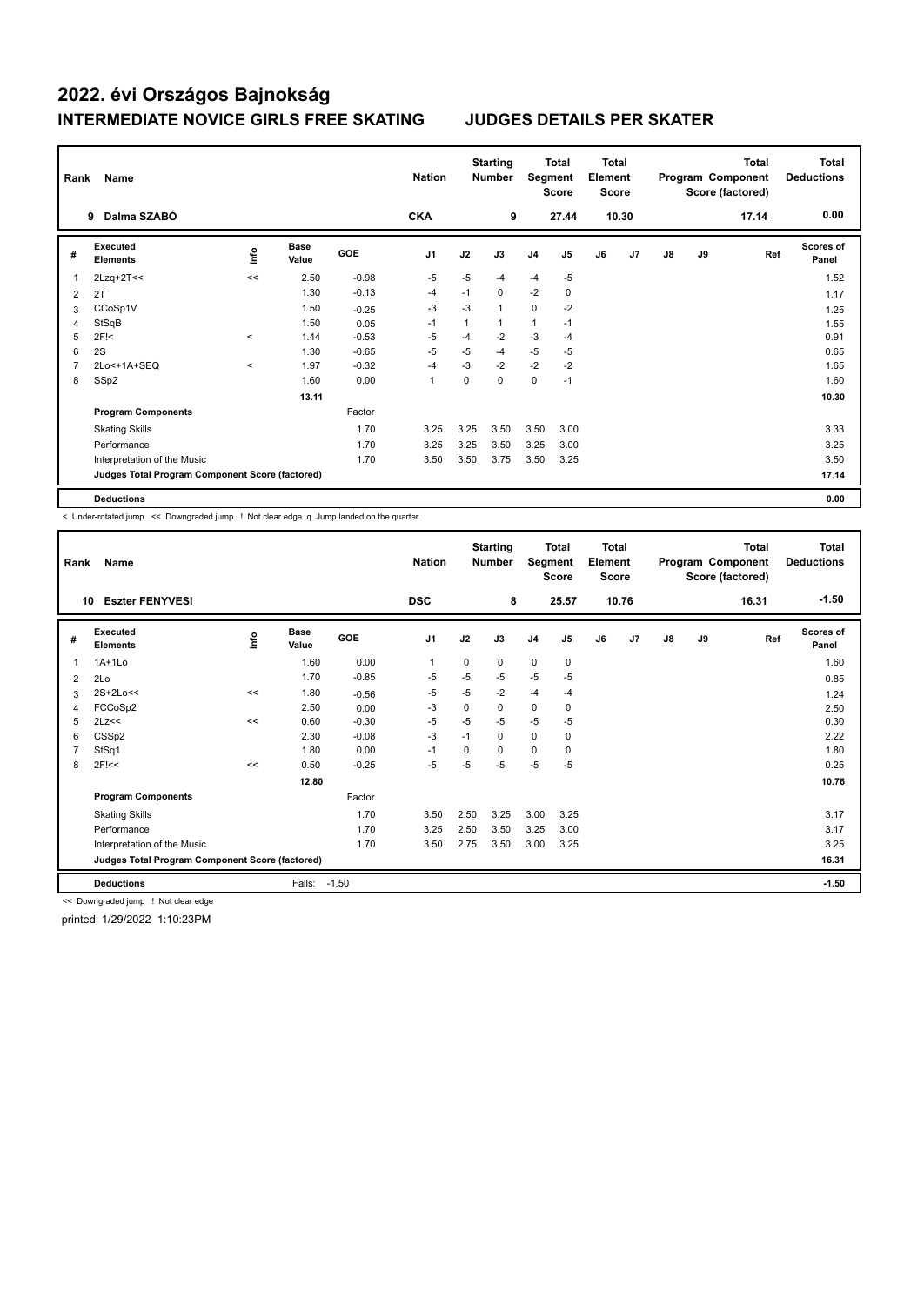# 2022. évi Országos Bajnokság

## INTERMEDIATE NOVICE GIRLS FREE SKATING JUDGES DETAILS PER SKATER

| Rank | Name | Nation | Starting Number | Total Segment Score | Total Element Score | Total Program Component Score (factored) | Total Deductions |
|---|---|---|---|---|---|---|---|
| 9 | Dalma SZABÓ | CKA | 9 | 27.44 | 10.30 | 17.14 | 0.00 |

| # | Executed Elements | Info | Base Value | GOE | J1 | J2 | J3 | J4 | J5 | J6 | J7 | J8 | J9 | Ref | Scores of Panel |
|---|---|---|---|---|---|---|---|---|---|---|---|---|---|---|---|
| 1 | 2Lzq+2T<< | << | 2.50 | -0.98 | -5 | -5 | -4 | -4 | -5 | | | | | | 1.52 |
| 2 | 2T | | 1.30 | -0.13 | -4 | -1 | 0 | -2 | 0 | | | | | | 1.17 |
| 3 | CCoSp1V | | 1.50 | -0.25 | -3 | -3 | 1 | 0 | -2 | | | | | | 1.25 |
| 4 | StSqB | | 1.50 | 0.05 | -1 | 1 | 1 | 1 | -1 | | | | | | 1.55 |
| 5 | 2F!< | < | 1.44 | -0.53 | -5 | -4 | -2 | -3 | -4 | | | | | | 0.91 |
| 6 | 2S | | 1.30 | -0.65 | -5 | -5 | -4 | -5 | -5 | | | | | | 0.65 |
| 7 | 2Lo<+1A+SEQ | < | 1.97 | -0.32 | -4 | -3 | -2 | -2 | -2 | | | | | | 1.65 |
| 8 | SSp2 | | 1.60 | 0.00 | 1 | 0 | 0 | 0 | -1 | | | | | | 1.60 |
| | | | 13.11 | | | | | | | | | | | | 10.30 |
| | **Program Components** | | | Factor | | | | | | | | | | | |
| | Skating Skills | | | 1.70 | 3.25 | 3.25 | 3.50 | 3.50 | 3.00 | | | | | | 3.33 |
| | Performance | | | 1.70 | 3.25 | 3.25 | 3.50 | 3.25 | 3.00 | | | | | | 3.25 |
| | Interpretation of the Music | | | 1.70 | 3.50 | 3.50 | 3.75 | 3.50 | 3.25 | | | | | | 3.50 |
| | **Judges Total Program Component Score (factored)** | | | | | | | | | | | | | | 17.14 |
| | **Deductions** | | | | | | | | | | | | | | 0.00 |

< Under-rotated jump << Downgraded jump ! Not clear edge q Jump landed on the quarter

| Rank | Name | Nation | Starting Number | Total Segment Score | Total Element Score | Total Program Component Score (factored) | Total Deductions |
|---|---|---|---|---|---|---|---|
| 10 | Eszter FENYVESI | DSC | 8 | 25.57 | 10.76 | 16.31 | -1.50 |

| # | Executed Elements | Info | Base Value | GOE | J1 | J2 | J3 | J4 | J5 | J6 | J7 | J8 | J9 | Ref | Scores of Panel |
|---|---|---|---|---|---|---|---|---|---|---|---|---|---|---|---|
| 1 | 1A+1Lo | | 1.60 | 0.00 | 1 | 0 | 0 | 0 | 0 | | | | | | 1.60 |
| 2 | 2Lo | | 1.70 | -0.85 | -5 | -5 | -5 | -5 | -5 | | | | | | 0.85 |
| 3 | 2S+2Lo<< | << | 1.80 | -0.56 | -5 | -5 | -2 | -4 | -4 | | | | | | 1.24 |
| 4 | FCCoSp2 | | 2.50 | 0.00 | -3 | 0 | 0 | 0 | 0 | | | | | | 2.50 |
| 5 | 2Lz<< | << | 0.60 | -0.30 | -5 | -5 | -5 | -5 | -5 | | | | | | 0.30 |
| 6 | CSSp2 | | 2.30 | -0.08 | -3 | -1 | 0 | 0 | 0 | | | | | | 2.22 |
| 7 | StSq1 | | 1.80 | 0.00 | -1 | 0 | 0 | 0 | 0 | | | | | | 1.80 |
| 8 | 2F!<< | << | 0.50 | -0.25 | -5 | -5 | -5 | -5 | -5 | | | | | | 0.25 |
| | | | 12.80 | | | | | | | | | | | | 10.76 |
| | **Program Components** | | | Factor | | | | | | | | | | | |
| | Skating Skills | | | 1.70 | 3.50 | 2.50 | 3.25 | 3.00 | 3.25 | | | | | | 3.17 |
| | Performance | | | 1.70 | 3.25 | 2.50 | 3.50 | 3.25 | 3.00 | | | | | | 3.17 |
| | Interpretation of the Music | | | 1.70 | 3.50 | 2.75 | 3.50 | 3.00 | 3.25 | | | | | | 3.25 |
| | **Judges Total Program Component Score (factored)** | | | | | | | | | | | | | | 16.31 |
| | **Deductions** | | Falls: | -1.50 | | | | | | | | | | | -1.50 |

<< Downgraded jump ! Not clear edge

printed: 1/29/2022 1:10:23PM